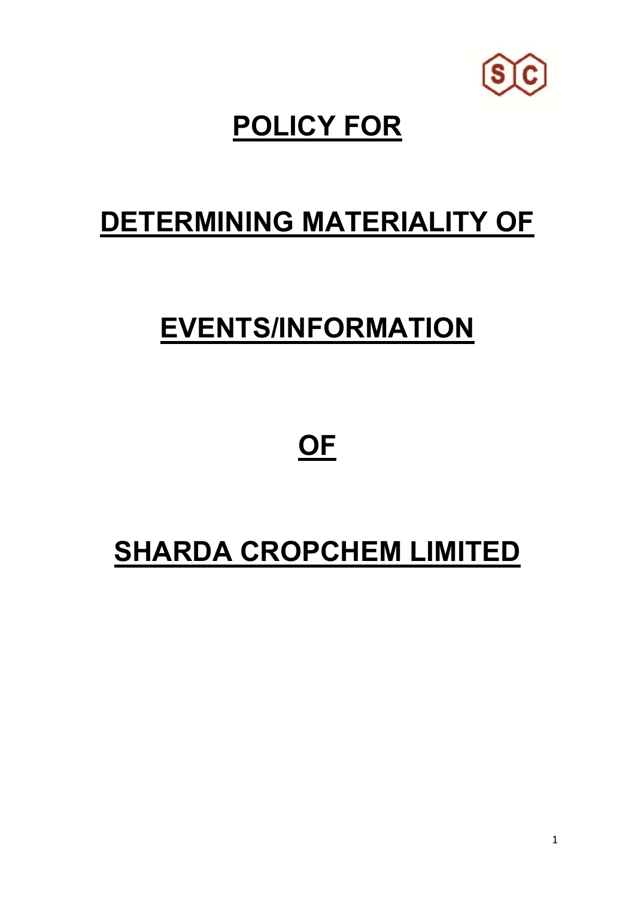# POLICY FOR

# DETERMINING MATERIALITY OF

# EVENTS/INFORMATION

# OF

# SHARDA CROPCHEM LIMITED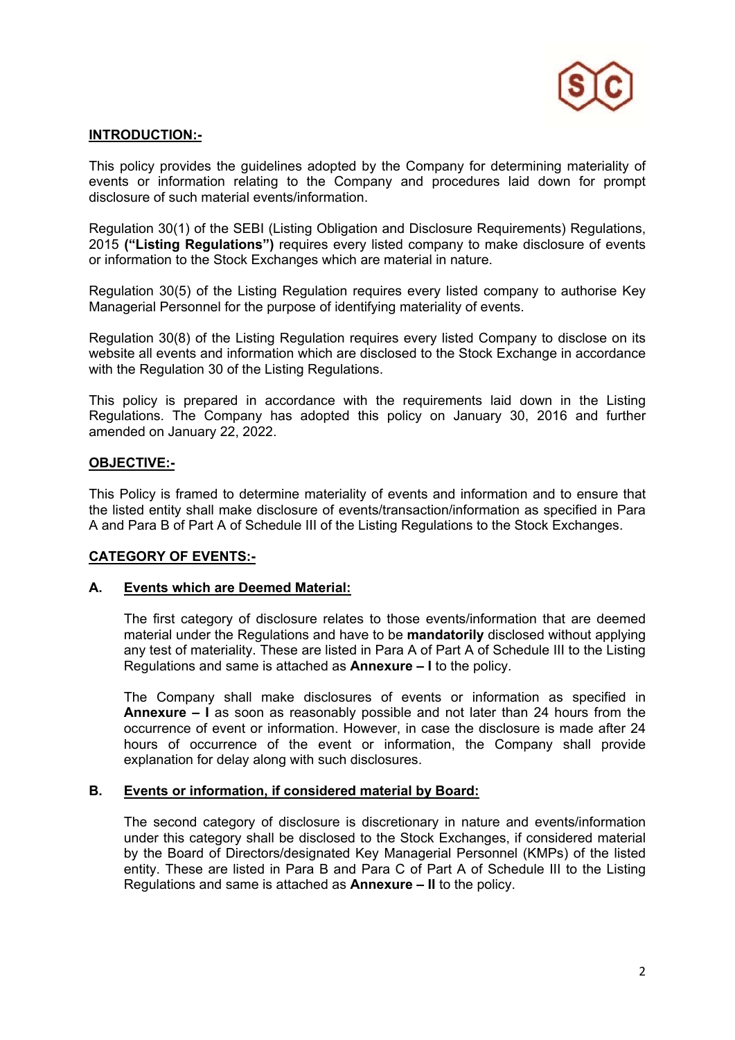## INTRODUCTION:-

This policy provides the guidelines adopted by the Company for determining materiality of events or information relating to the Company and procedures laid down for prompt disclosure of such material events/information.

Regulation 30(1) of the SEBI (Listing Obligation and Disclosure Requirements) Regulations, 2015 **("Listing Regulations")** requires every listed company to make disclosure of events or information to the Stock Exchanges which are material in nature.

Regulation 30(5) of the Listing Regulation requires every listed company to authorise Key Managerial Personnel for the purpose of identifying materiality of events.

Regulation 30(8) of the Listing Regulation requires every listed Company to disclose on its website all events and information which are disclosed to the Stock Exchange in accordance with the Regulation 30 of the Listing Regulations.

This policy is prepared in accordance with the requirements laid down in the Listing Regulations. The Company has adopted this policy on January 30, 2016 and further amended on January 22, 2022.

## OBJECTIVE:-

This Policy is framed to determine materiality of events and information and to ensure that the listed entity shall make disclosure of events/transaction/information as specified in Para A and Para B of Part A of Schedule III of the Listing Regulations to the Stock Exchanges.

## CATEGORY OF EVENTS:-

### A. Events which are Deemed Material:

The first category of disclosure relates to those events/information that are deemed material under the Regulations and have to be **mandatorily** disclosed without applying any test of materiality. These are listed in Para A of Part A of Schedule III to the Listing Regulations and same is attached as **Annexure – I** to the policy.

The Company shall make disclosures of events or information as specified in **Annexure – I** as soon as reasonably possible and not later than 24 hours from the occurrence of event or information. However, in case the disclosure is made after 24 hours of occurrence of the event or information, the Company shall provide explanation for delay along with such disclosures.

### B. Events or information, if considered material by Board:

The second category of disclosure is discretionary in nature and events/information under this category shall be disclosed to the Stock Exchanges, if considered material by the Board of Directors/designated Key Managerial Personnel (KMPs) of the listed entity. These are listed in Para B and Para C of Part A of Schedule III to the Listing Regulations and same is attached as **Annexure – II** to the policy.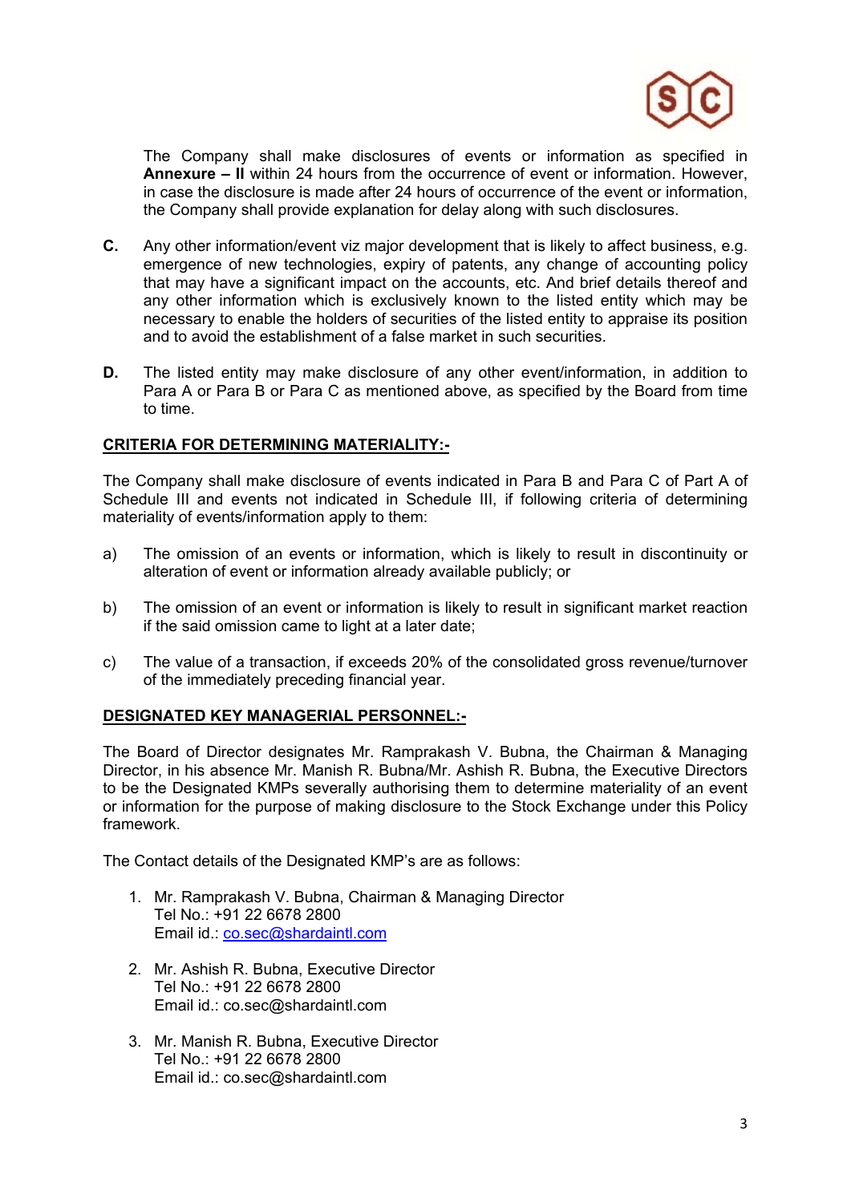The Company shall make disclosures of events or information as specified in **Annexure – II** within 24 hours from the occurrence of event or information. However, in case the disclosure is made after 24 hours of occurrence of the event or information, the Company shall provide explanation for delay along with such disclosures.

**C.** Any other information/event viz major development that is likely to affect business, e.g. emergence of new technologies, expiry of patents, any change of accounting policy that may have a significant impact on the accounts, etc. And brief details thereof and any other information which is exclusively known to the listed entity which may be necessary to enable the holders of securities of the listed entity to appraise its position and to avoid the establishment of a false market in such securities.

**D.** The listed entity may make disclosure of any other event/information, in addition to Para A or Para B or Para C as mentioned above, as specified by the Board from time to time.

**CRITERIA FOR DETERMINING MATERIALITY:-**

The Company shall make disclosure of events indicated in Para B and Para C of Part A of Schedule III and events not indicated in Schedule III, if following criteria of determining materiality of events/information apply to them:

a) The omission of an events or information, which is likely to result in discontinuity or alteration of event or information already available publicly; or

b) The omission of an event or information is likely to result in significant market reaction if the said omission came to light at a later date;

c) The value of a transaction, if exceeds 20% of the consolidated gross revenue/turnover of the immediately preceding financial year.

**DESIGNATED KEY MANAGERIAL PERSONNEL:-**

The Board of Director designates Mr. Ramprakash V. Bubna, the Chairman & Managing Director, in his absence Mr. Manish R. Bubna/Mr. Ashish R. Bubna, the Executive Directors to be the Designated KMPs severally authorising them to determine materiality of an event or information for the purpose of making disclosure to the Stock Exchange under this Policy framework.

The Contact details of the Designated KMP's are as follows:

1. Mr. Ramprakash V. Bubna, Chairman & Managing Director
   Tel No.: +91 22 6678 2800
   Email id.: co.sec@shardaintl.com

2. Mr. Ashish R. Bubna, Executive Director
   Tel No.: +91 22 6678 2800
   Email id.: co.sec@shardaintl.com

3. Mr. Manish R. Bubna, Executive Director
   Tel No.: +91 22 6678 2800
   Email id.: co.sec@shardaintl.com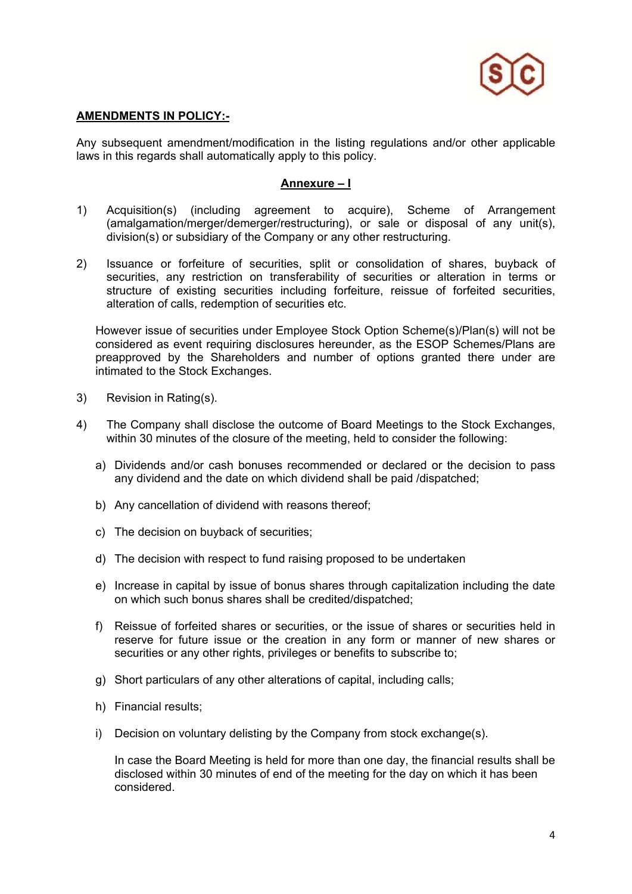**AMENDMENTS IN POLICY:-**

Any subsequent amendment/modification in the listing regulations and/or other applicable laws in this regards shall automatically apply to this policy.

**Annexure – I**

1) Acquisition(s) (including agreement to acquire), Scheme of Arrangement (amalgamation/merger/demerger/restructuring), or sale or disposal of any unit(s), division(s) or subsidiary of the Company or any other restructuring.

2) Issuance or forfeiture of securities, split or consolidation of shares, buyback of securities, any restriction on transferability of securities or alteration in terms or structure of existing securities including forfeiture, reissue of forfeited securities, alteration of calls, redemption of securities etc.

   However issue of securities under Employee Stock Option Scheme(s)/Plan(s) will not be considered as event requiring disclosures hereunder, as the ESOP Schemes/Plans are preapproved by the Shareholders and number of options granted there under are intimated to the Stock Exchanges.

3) Revision in Rating(s).

4) The Company shall disclose the outcome of Board Meetings to the Stock Exchanges, within 30 minutes of the closure of the meeting, held to consider the following:

   a) Dividends and/or cash bonuses recommended or declared or the decision to pass any dividend and the date on which dividend shall be paid /dispatched;

   b) Any cancellation of dividend with reasons thereof;

   c) The decision on buyback of securities;

   d) The decision with respect to fund raising proposed to be undertaken

   e) Increase in capital by issue of bonus shares through capitalization including the date on which such bonus shares shall be credited/dispatched;

   f) Reissue of forfeited shares or securities, or the issue of shares or securities held in reserve for future issue or the creation in any form or manner of new shares or securities or any other rights, privileges or benefits to subscribe to;

   g) Short particulars of any other alterations of capital, including calls;

   h) Financial results;

   i) Decision on voluntary delisting by the Company from stock exchange(s).

   In case the Board Meeting is held for more than one day, the financial results shall be disclosed within 30 minutes of end of the meeting for the day on which it has been considered.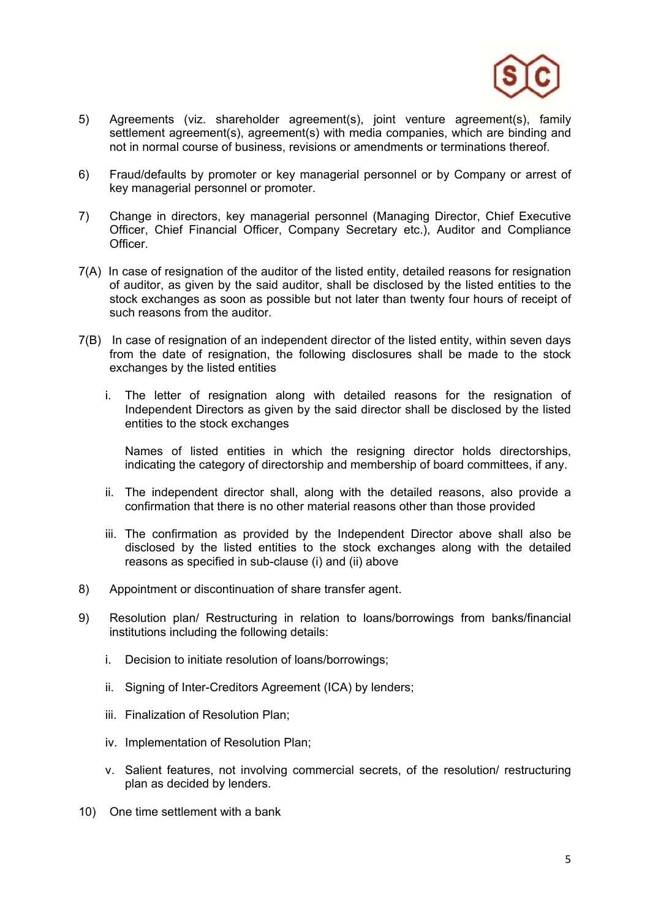5) Agreements (viz. shareholder agreement(s), joint venture agreement(s), family settlement agreement(s), agreement(s) with media companies, which are binding and not in normal course of business, revisions or amendments or terminations thereof.

6) Fraud/defaults by promoter or key managerial personnel or by Company or arrest of key managerial personnel or promoter.

7) Change in directors, key managerial personnel (Managing Director, Chief Executive Officer, Chief Financial Officer, Company Secretary etc.), Auditor and Compliance Officer.

7(A) In case of resignation of the auditor of the listed entity, detailed reasons for resignation of auditor, as given by the said auditor, shall be disclosed by the listed entities to the stock exchanges as soon as possible but not later than twenty four hours of receipt of such reasons from the auditor.

7(B) In case of resignation of an independent director of the listed entity, within seven days from the date of resignation, the following disclosures shall be made to the stock exchanges by the listed entities

i. The letter of resignation along with detailed reasons for the resignation of Independent Directors as given by the said director shall be disclosed by the listed entities to the stock exchanges

   Names of listed entities in which the resigning director holds directorships, indicating the category of directorship and membership of board committees, if any.

ii. The independent director shall, along with the detailed reasons, also provide a confirmation that there is no other material reasons other than those provided

iii. The confirmation as provided by the Independent Director above shall also be disclosed by the listed entities to the stock exchanges along with the detailed reasons as specified in sub-clause (i) and (ii) above

8) Appointment or discontinuation of share transfer agent.

9) Resolution plan/ Restructuring in relation to loans/borrowings from banks/financial institutions including the following details:

i. Decision to initiate resolution of loans/borrowings;

ii. Signing of Inter-Creditors Agreement (ICA) by lenders;

iii. Finalization of Resolution Plan;

iv. Implementation of Resolution Plan;

v. Salient features, not involving commercial secrets, of the resolution/ restructuring plan as decided by lenders.

10) One time settlement with a bank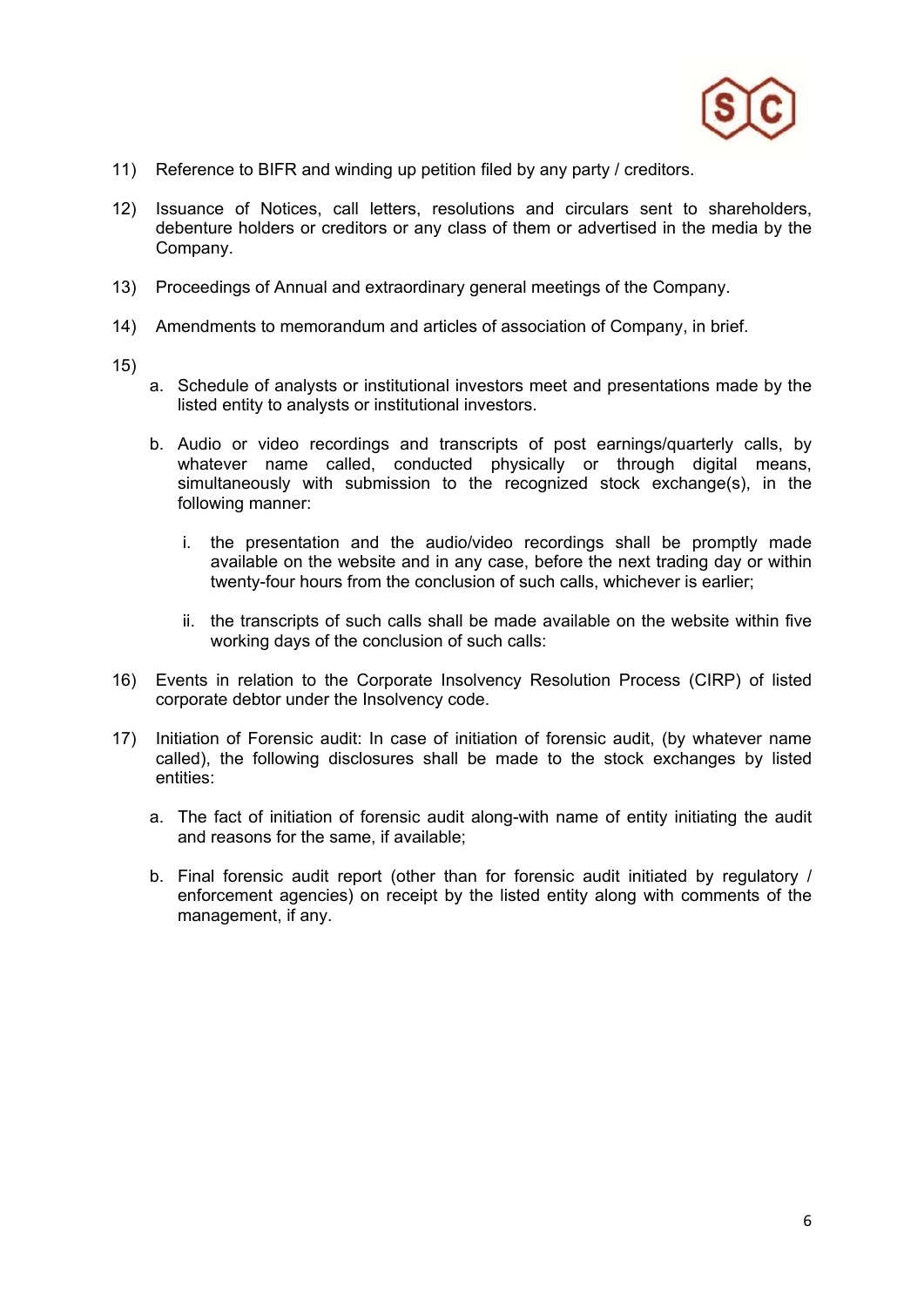11) Reference to BIFR and winding up petition filed by any party / creditors.

12) Issuance of Notices, call letters, resolutions and circulars sent to shareholders, debenture holders or creditors or any class of them or advertised in the media by the Company.

13) Proceedings of Annual and extraordinary general meetings of the Company.

14) Amendments to memorandum and articles of association of Company, in brief.

15)
   a. Schedule of analysts or institutional investors meet and presentations made by the listed entity to analysts or institutional investors.

   b. Audio or video recordings and transcripts of post earnings/quarterly calls, by whatever name called, conducted physically or through digital means, simultaneously with submission to the recognized stock exchange(s), in the following manner:

      i. the presentation and the audio/video recordings shall be promptly made available on the website and in any case, before the next trading day or within twenty-four hours from the conclusion of such calls, whichever is earlier;

      ii. the transcripts of such calls shall be made available on the website within five working days of the conclusion of such calls:

16) Events in relation to the Corporate Insolvency Resolution Process (CIRP) of listed corporate debtor under the Insolvency code.

17) Initiation of Forensic audit: In case of initiation of forensic audit, (by whatever name called), the following disclosures shall be made to the stock exchanges by listed entities:

   a. The fact of initiation of forensic audit along-with name of entity initiating the audit and reasons for the same, if available;

   b. Final forensic audit report (other than for forensic audit initiated by regulatory / enforcement agencies) on receipt by the listed entity along with comments of the management, if any.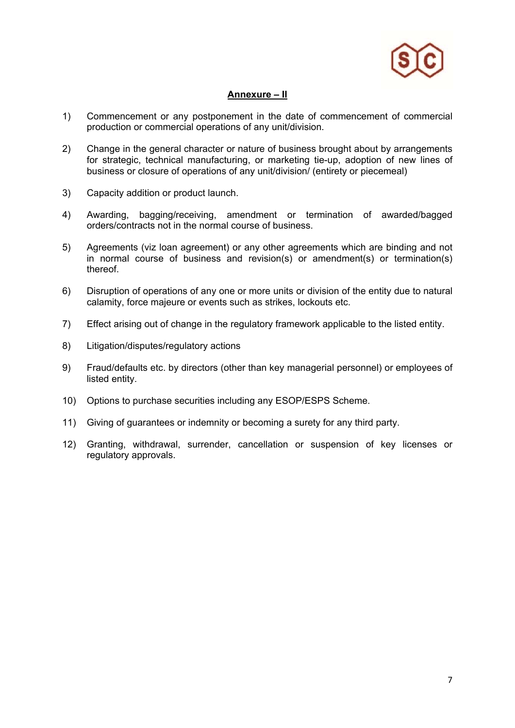## Annexure – II

1) Commencement or any postponement in the date of commencement of commercial production or commercial operations of any unit/division.

2) Change in the general character or nature of business brought about by arrangements for strategic, technical manufacturing, or marketing tie-up, adoption of new lines of business or closure of operations of any unit/division/ (entirety or piecemeal)

3) Capacity addition or product launch.

4) Awarding, bagging/receiving, amendment or termination of awarded/bagged orders/contracts not in the normal course of business.

5) Agreements (viz loan agreement) or any other agreements which are binding and not in normal course of business and revision(s) or amendment(s) or termination(s) thereof.

6) Disruption of operations of any one or more units or division of the entity due to natural calamity, force majeure or events such as strikes, lockouts etc.

7) Effect arising out of change in the regulatory framework applicable to the listed entity.

8) Litigation/disputes/regulatory actions

9) Fraud/defaults etc. by directors (other than key managerial personnel) or employees of listed entity.

10) Options to purchase securities including any ESOP/ESPS Scheme.

11) Giving of guarantees or indemnity or becoming a surety for any third party.

12) Granting, withdrawal, surrender, cancellation or suspension of key licenses or regulatory approvals.